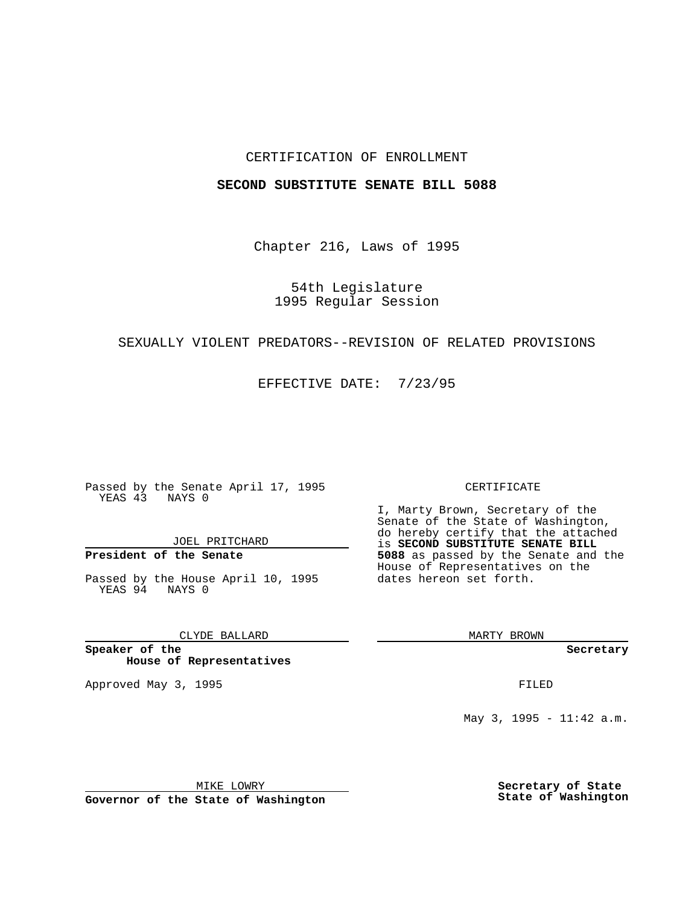CERTIFICATION OF ENROLLMENT

**SECOND SUBSTITUTE SENATE BILL 5088**

Chapter 216, Laws of 1995

54th Legislature
1995 Regular Session

SEXUALLY VIOLENT PREDATORS--REVISION OF RELATED PROVISIONS

EFFECTIVE DATE: 7/23/95

Passed by the Senate April 17, 1995
YEAS 43 NAYS 0

JOEL PRITCHARD

**President of the Senate**

Passed by the House April 10, 1995
YEAS 94 NAYS 0

CLYDE BALLARD

**Speaker of the House of Representatives**

Approved May 3, 1995

MIKE LOWRY

**Governor of the State of Washington**

CERTIFICATE

I, Marty Brown, Secretary of the Senate of the State of Washington, do hereby certify that the attached is **SECOND SUBSTITUTE SENATE BILL 5088** as passed by the Senate and the House of Representatives on the dates hereon set forth.

MARTY BROWN

**Secretary**

FILED

May 3, 1995 - 11:42 a.m.

**Secretary of State**
**State of Washington**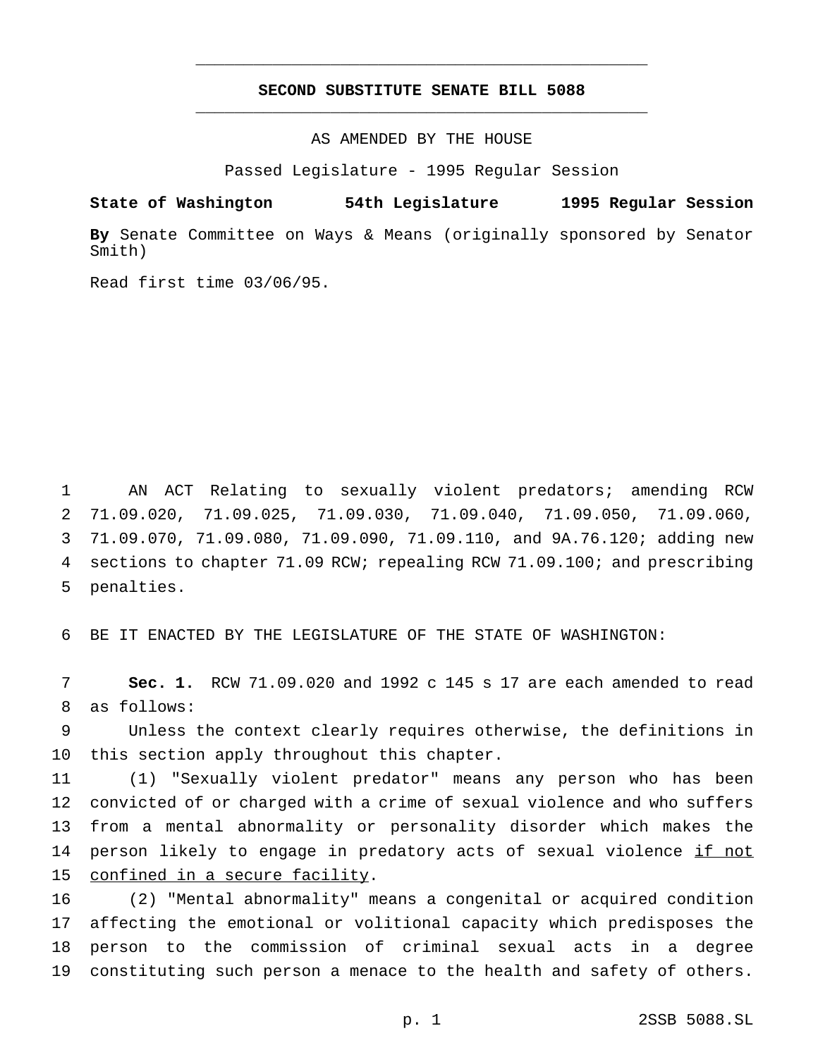# SECOND SUBSTITUTE SENATE BILL 5088

AS AMENDED BY THE HOUSE

Passed Legislature - 1995 Regular Session

**State of Washington 54th Legislature 1995 Regular Session**

**By** Senate Committee on Ways & Means (originally sponsored by Senator Smith)

Read first time 03/06/95.

AN ACT Relating to sexually violent predators; amending RCW 71.09.020, 71.09.025, 71.09.030, 71.09.040, 71.09.050, 71.09.060, 71.09.070, 71.09.080, 71.09.090, 71.09.110, and 9A.76.120; adding new sections to chapter 71.09 RCW; repealing RCW 71.09.100; and prescribing penalties.

BE IT ENACTED BY THE LEGISLATURE OF THE STATE OF WASHINGTON:

**Sec. 1.** RCW 71.09.020 and 1992 c 145 s 17 are each amended to read as follows:

Unless the context clearly requires otherwise, the definitions in this section apply throughout this chapter.

(1) "Sexually violent predator" means any person who has been convicted of or charged with a crime of sexual violence and who suffers from a mental abnormality or personality disorder which makes the person likely to engage in predatory acts of sexual violence <u>if not confined in a secure facility</u>.

(2) "Mental abnormality" means a congenital or acquired condition affecting the emotional or volitional capacity which predisposes the person to the commission of criminal sexual acts in a degree constituting such person a menace to the health and safety of others.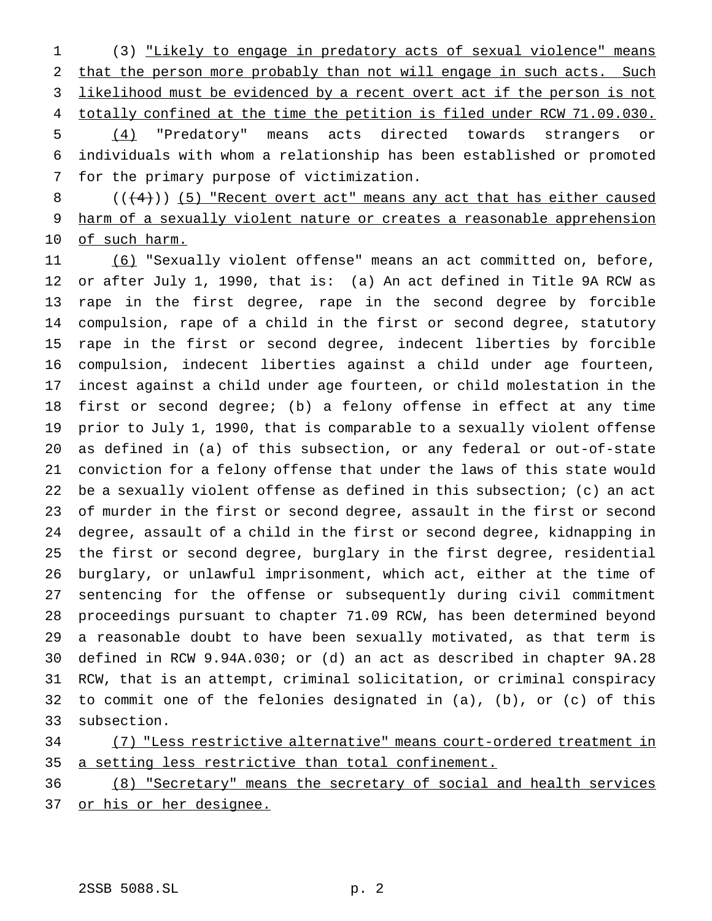(3) "Likely to engage in predatory acts of sexual violence" means that the person more probably than not will engage in such acts. Such likelihood must be evidenced by a recent overt act if the person is not totally confined at the time the petition is filed under RCW 71.09.030.

(4) "Predatory" means acts directed towards strangers or individuals with whom a relationship has been established or promoted for the primary purpose of victimization.

(((4))) (5) "Recent overt act" means any act that has either caused harm of a sexually violent nature or creates a reasonable apprehension of such harm.

(6) "Sexually violent offense" means an act committed on, before, or after July 1, 1990, that is: (a) An act defined in Title 9A RCW as rape in the first degree, rape in the second degree by forcible compulsion, rape of a child in the first or second degree, statutory rape in the first or second degree, indecent liberties by forcible compulsion, indecent liberties against a child under age fourteen, incest against a child under age fourteen, or child molestation in the first or second degree; (b) a felony offense in effect at any time prior to July 1, 1990, that is comparable to a sexually violent offense as defined in (a) of this subsection, or any federal or out-of-state conviction for a felony offense that under the laws of this state would be a sexually violent offense as defined in this subsection; (c) an act of murder in the first or second degree, assault in the first or second degree, assault of a child in the first or second degree, kidnapping in the first or second degree, burglary in the first degree, residential burglary, or unlawful imprisonment, which act, either at the time of sentencing for the offense or subsequently during civil commitment proceedings pursuant to chapter 71.09 RCW, has been determined beyond a reasonable doubt to have been sexually motivated, as that term is defined in RCW 9.94A.030; or (d) an act as described in chapter 9A.28 RCW, that is an attempt, criminal solicitation, or criminal conspiracy to commit one of the felonies designated in (a), (b), or (c) of this subsection.

(7) "Less restrictive alternative" means court-ordered treatment in a setting less restrictive than total confinement.

(8) "Secretary" means the secretary of social and health services or his or her designee.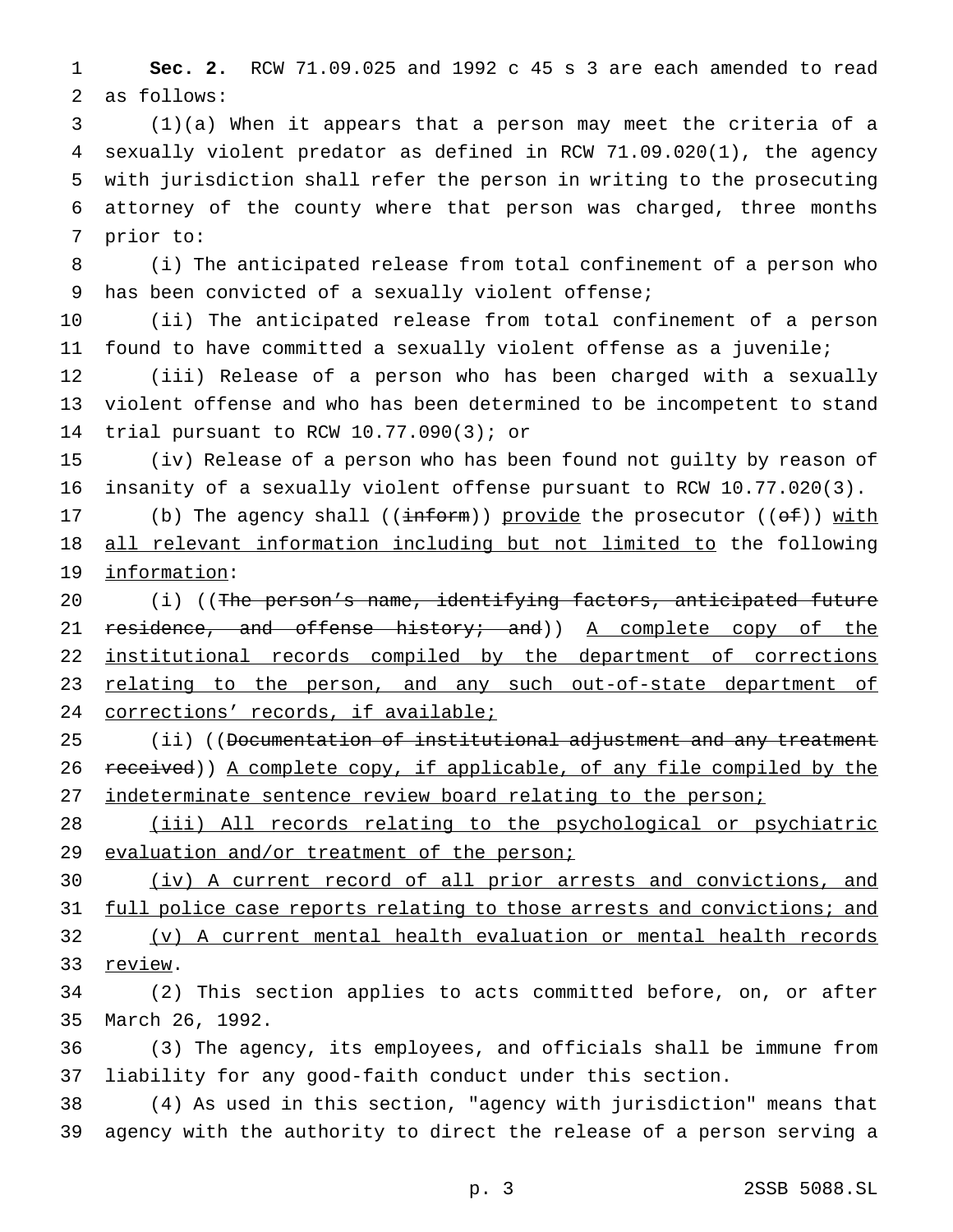**Sec. 2.** RCW 71.09.025 and 1992 c 45 s 3 are each amended to read as follows:

(1)(a) When it appears that a person may meet the criteria of a sexually violent predator as defined in RCW 71.09.020(1), the agency with jurisdiction shall refer the person in writing to the prosecuting attorney of the county where that person was charged, three months prior to:

(i) The anticipated release from total confinement of a person who has been convicted of a sexually violent offense;

(ii) The anticipated release from total confinement of a person found to have committed a sexually violent offense as a juvenile;

(iii) Release of a person who has been charged with a sexually violent offense and who has been determined to be incompetent to stand trial pursuant to RCW 10.77.090(3); or

(iv) Release of a person who has been found not guilty by reason of insanity of a sexually violent offense pursuant to RCW 10.77.020(3).

(b) The agency shall ((~~inform~~)) <u>provide</u> the prosecutor ((~~of~~)) <u>with all relevant information including but not limited to</u> the following <u>information</u>:

(i) ((~~The person's name, identifying factors, anticipated future residence, and offense history; and~~)) <u>A complete copy of the institutional records compiled by the department of corrections relating to the person, and any such out-of-state department of corrections' records, if available;</u>

(ii) ((~~Documentation of institutional adjustment and any treatment received~~)) <u>A complete copy, if applicable, of any file compiled by the indeterminate sentence review board relating to the person;</u>

<u>(iii) All records relating to the psychological or psychiatric evaluation and/or treatment of the person;</u>

<u>(iv) A current record of all prior arrests and convictions, and full police case reports relating to those arrests and convictions; and</u>

<u>(v) A current mental health evaluation or mental health records review</u>.

(2) This section applies to acts committed before, on, or after March 26, 1992.

(3) The agency, its employees, and officials shall be immune from liability for any good-faith conduct under this section.

(4) As used in this section, "agency with jurisdiction" means that agency with the authority to direct the release of a person serving a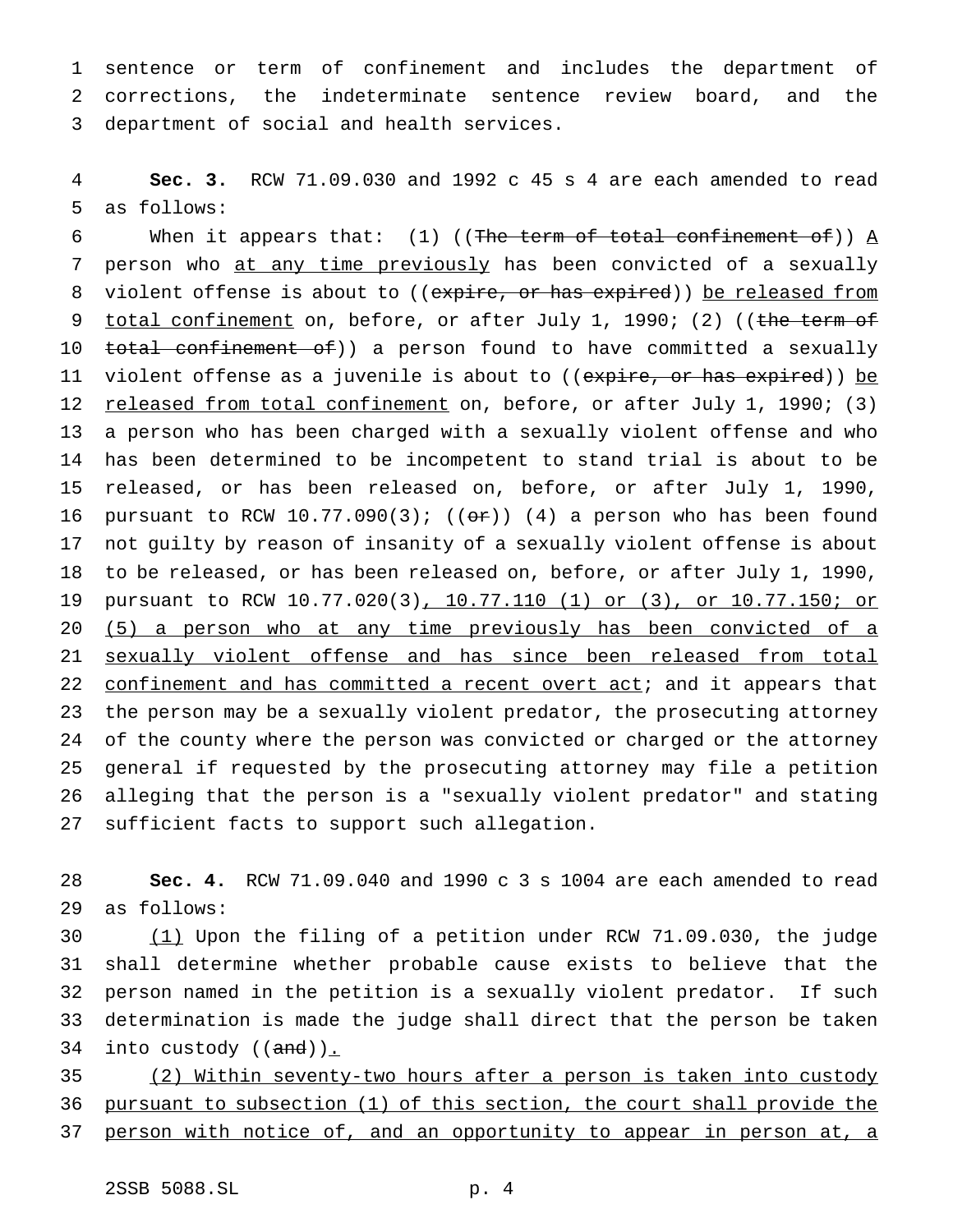sentence or term of confinement and includes the department of corrections, the indeterminate sentence review board, and the department of social and health services.

**Sec. 3.** RCW 71.09.030 and 1992 c 45 s 4 are each amended to read as follows:

When it appears that: (1) ((~~The term of total confinement of~~)) <u>A</u> person who <u>at any time previously</u> has been convicted of a sexually violent offense is about to ((~~expire, or has expired~~)) <u>be released from total confinement</u> on, before, or after July 1, 1990; (2) ((~~the term of total confinement of~~)) a person found to have committed a sexually violent offense as a juvenile is about to ((~~expire, or has expired~~)) <u>be released from total confinement</u> on, before, or after July 1, 1990; (3) a person who has been charged with a sexually violent offense and who has been determined to be incompetent to stand trial is about to be released, or has been released on, before, or after July 1, 1990, pursuant to RCW 10.77.090(3); ((~~or~~)) (4) a person who has been found not guilty by reason of insanity of a sexually violent offense is about to be released, or has been released on, before, or after July 1, 1990, pursuant to RCW 10.77.020(3)<u>, 10.77.110 (1) or (3), or 10.77.150; or (5) a person who at any time previously has been convicted of a sexually violent offense and has since been released from total confinement and has committed a recent overt act</u>; and it appears that the person may be a sexually violent predator, the prosecuting attorney of the county where the person was convicted or charged or the attorney general if requested by the prosecuting attorney may file a petition alleging that the person is a "sexually violent predator" and stating sufficient facts to support such allegation.

**Sec. 4.** RCW 71.09.040 and 1990 c 3 s 1004 are each amended to read as follows:

<u>(1)</u> Upon the filing of a petition under RCW 71.09.030, the judge shall determine whether probable cause exists to believe that the person named in the petition is a sexually violent predator. If such determination is made the judge shall direct that the person be taken into custody ((~~and~~))<u>.</u>

<u>(2) Within seventy-two hours after a person is taken into custody pursuant to subsection (1) of this section, the court shall provide the person with notice of, and an opportunity to appear in person at, a</u>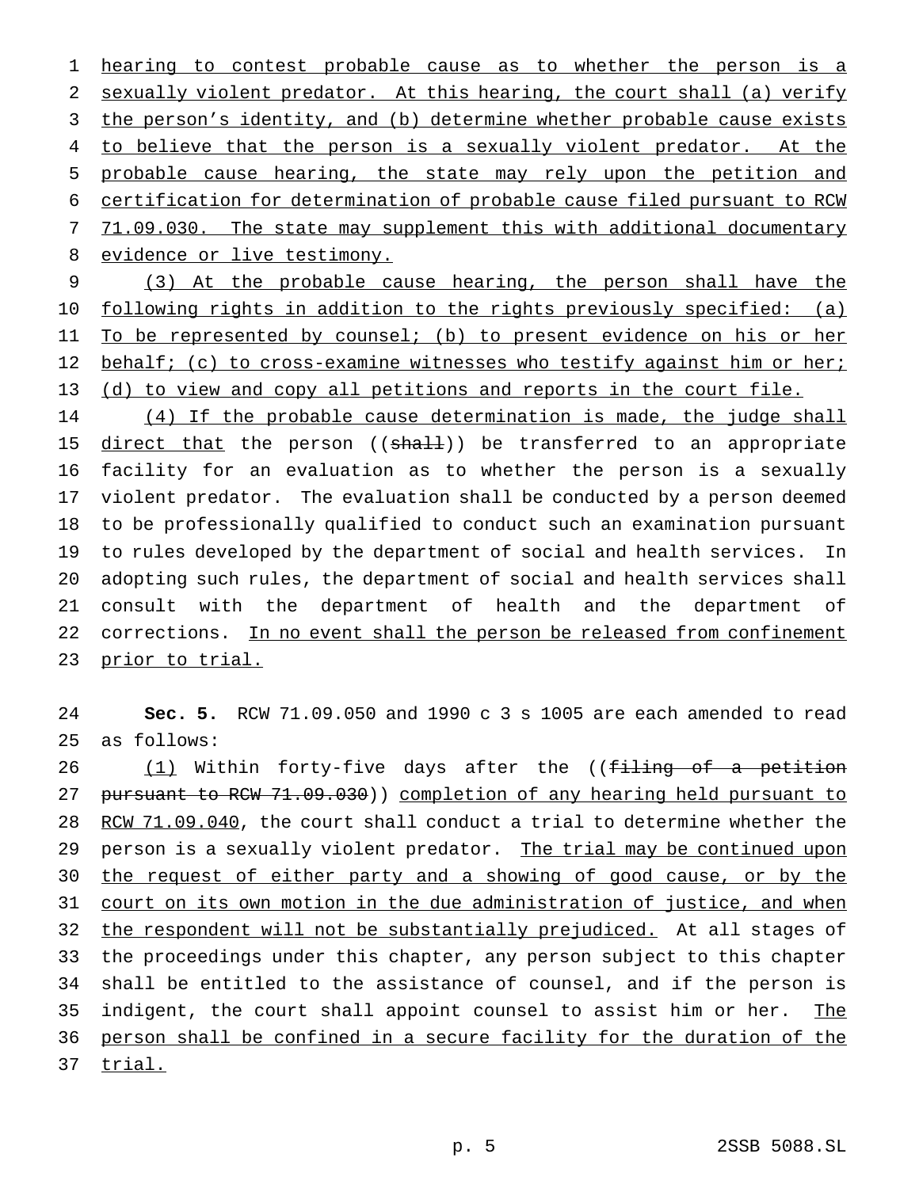hearing to contest probable cause as to whether the person is a sexually violent predator. At this hearing, the court shall (a) verify the person's identity, and (b) determine whether probable cause exists to believe that the person is a sexually violent predator. At the probable cause hearing, the state may rely upon the petition and certification for determination of probable cause filed pursuant to RCW 71.09.030. The state may supplement this with additional documentary evidence or live testimony.

(3) At the probable cause hearing, the person shall have the following rights in addition to the rights previously specified: (a) To be represented by counsel; (b) to present evidence on his or her behalf; (c) to cross-examine witnesses who testify against him or her; (d) to view and copy all petitions and reports in the court file.

(4) If the probable cause determination is made, the judge shall direct that the person ((~~shall~~)) be transferred to an appropriate facility for an evaluation as to whether the person is a sexually violent predator. The evaluation shall be conducted by a person deemed to be professionally qualified to conduct such an examination pursuant to rules developed by the department of social and health services. In adopting such rules, the department of social and health services shall consult with the department of health and the department of corrections. In no event shall the person be released from confinement prior to trial.

**Sec. 5.** RCW 71.09.050 and 1990 c 3 s 1005 are each amended to read as follows:

(1) Within forty-five days after the ((~~filing of a petition pursuant to RCW 71.09.030~~)) completion of any hearing held pursuant to RCW 71.09.040, the court shall conduct a trial to determine whether the person is a sexually violent predator. The trial may be continued upon the request of either party and a showing of good cause, or by the court on its own motion in the due administration of justice, and when the respondent will not be substantially prejudiced. At all stages of the proceedings under this chapter, any person subject to this chapter shall be entitled to the assistance of counsel, and if the person is indigent, the court shall appoint counsel to assist him or her. The person shall be confined in a secure facility for the duration of the trial.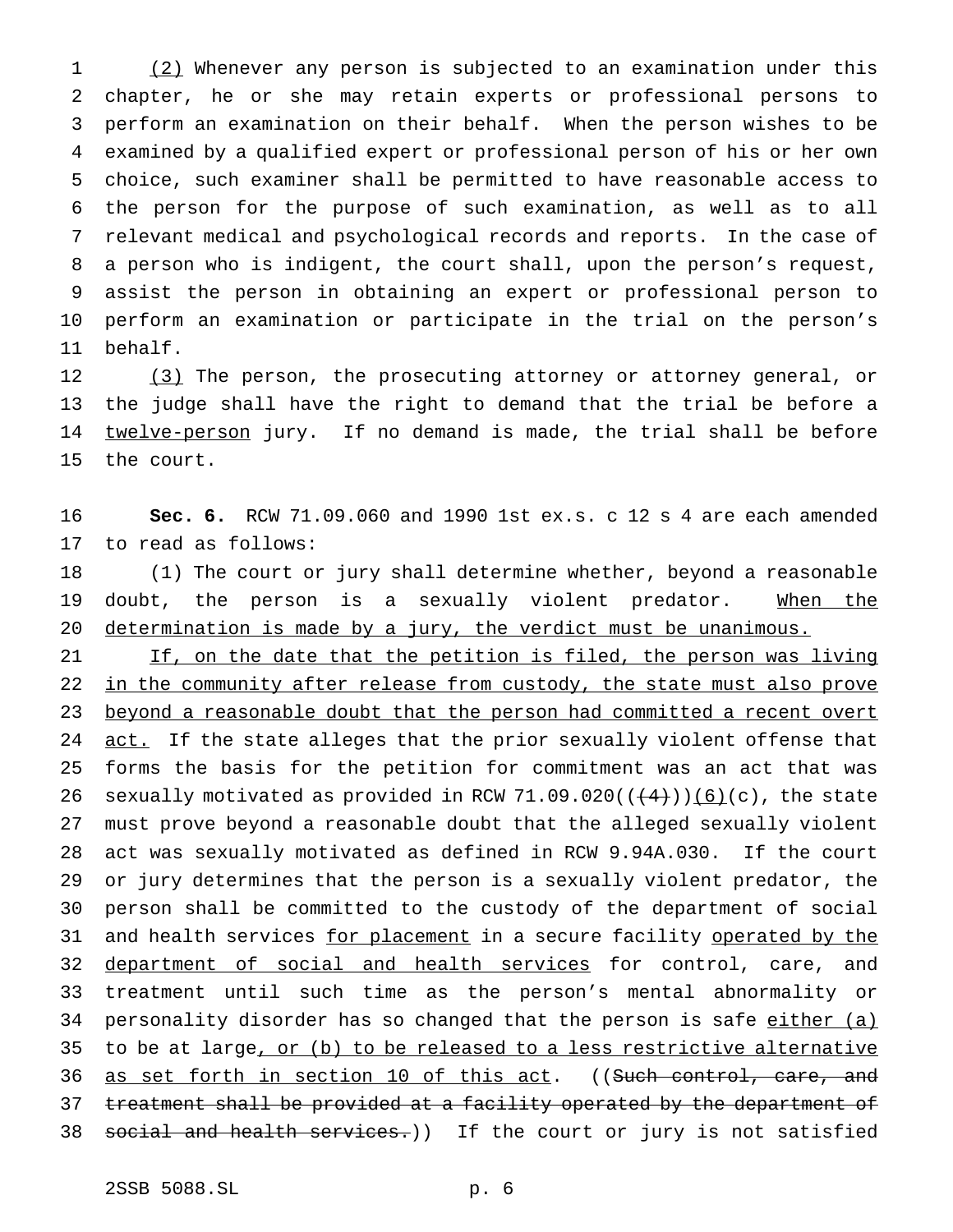(2) Whenever any person is subjected to an examination under this chapter, he or she may retain experts or professional persons to perform an examination on their behalf. When the person wishes to be examined by a qualified expert or professional person of his or her own choice, such examiner shall be permitted to have reasonable access to the person for the purpose of such examination, as well as to all relevant medical and psychological records and reports. In the case of a person who is indigent, the court shall, upon the person's request, assist the person in obtaining an expert or professional person to perform an examination or participate in the trial on the person's behalf.

(3) The person, the prosecuting attorney or attorney general, or the judge shall have the right to demand that the trial be before a twelve-person jury. If no demand is made, the trial shall be before the court.

**Sec. 6.** RCW 71.09.060 and 1990 1st ex.s. c 12 s 4 are each amended to read as follows:

(1) The court or jury shall determine whether, beyond a reasonable doubt, the person is a sexually violent predator. When the determination is made by a jury, the verdict must be unanimous.

If, on the date that the petition is filed, the person was living in the community after release from custody, the state must also prove beyond a reasonable doubt that the person had committed a recent overt act. If the state alleges that the prior sexually violent offense that forms the basis for the petition for commitment was an act that was sexually motivated as provided in RCW 71.09.020((~~(4)~~))(6)(c), the state must prove beyond a reasonable doubt that the alleged sexually violent act was sexually motivated as defined in RCW 9.94A.030. If the court or jury determines that the person is a sexually violent predator, the person shall be committed to the custody of the department of social and health services for placement in a secure facility operated by the department of social and health services for control, care, and treatment until such time as the person's mental abnormality or personality disorder has so changed that the person is safe either (a) to be at large, or (b) to be released to a less restrictive alternative as set forth in section 10 of this act. ((~~Such control, care, and treatment shall be provided at a facility operated by the department of social and health services.~~)) If the court or jury is not satisfied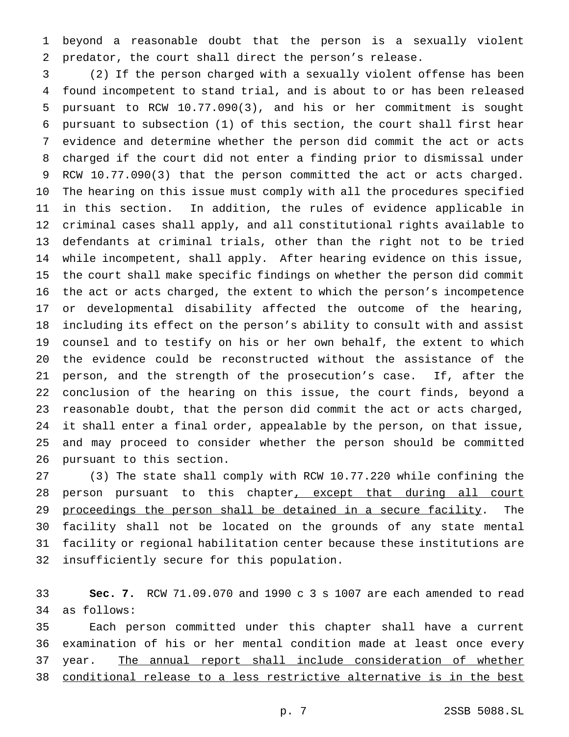beyond a reasonable doubt that the person is a sexually violent predator, the court shall direct the person's release.

(2) If the person charged with a sexually violent offense has been found incompetent to stand trial, and is about to or has been released pursuant to RCW 10.77.090(3), and his or her commitment is sought pursuant to subsection (1) of this section, the court shall first hear evidence and determine whether the person did commit the act or acts charged if the court did not enter a finding prior to dismissal under RCW 10.77.090(3) that the person committed the act or acts charged. The hearing on this issue must comply with all the procedures specified in this section. In addition, the rules of evidence applicable in criminal cases shall apply, and all constitutional rights available to defendants at criminal trials, other than the right not to be tried while incompetent, shall apply. After hearing evidence on this issue, the court shall make specific findings on whether the person did commit the act or acts charged, the extent to which the person's incompetence or developmental disability affected the outcome of the hearing, including its effect on the person's ability to consult with and assist counsel and to testify on his or her own behalf, the extent to which the evidence could be reconstructed without the assistance of the person, and the strength of the prosecution's case. If, after the conclusion of the hearing on this issue, the court finds, beyond a reasonable doubt, that the person did commit the act or acts charged, it shall enter a final order, appealable by the person, on that issue, and may proceed to consider whether the person should be committed pursuant to this section.

(3) The state shall comply with RCW 10.77.220 while confining the person pursuant to this chapter<u>, except that during all court proceedings the person shall be detained in a secure facility</u>. The facility shall not be located on the grounds of any state mental facility or regional habilitation center because these institutions are insufficiently secure for this population.

**Sec. 7.** RCW 71.09.070 and 1990 c 3 s 1007 are each amended to read as follows:

Each person committed under this chapter shall have a current examination of his or her mental condition made at least once every year. <u>The annual report shall include consideration of whether conditional release to a less restrictive alternative is in the best</u>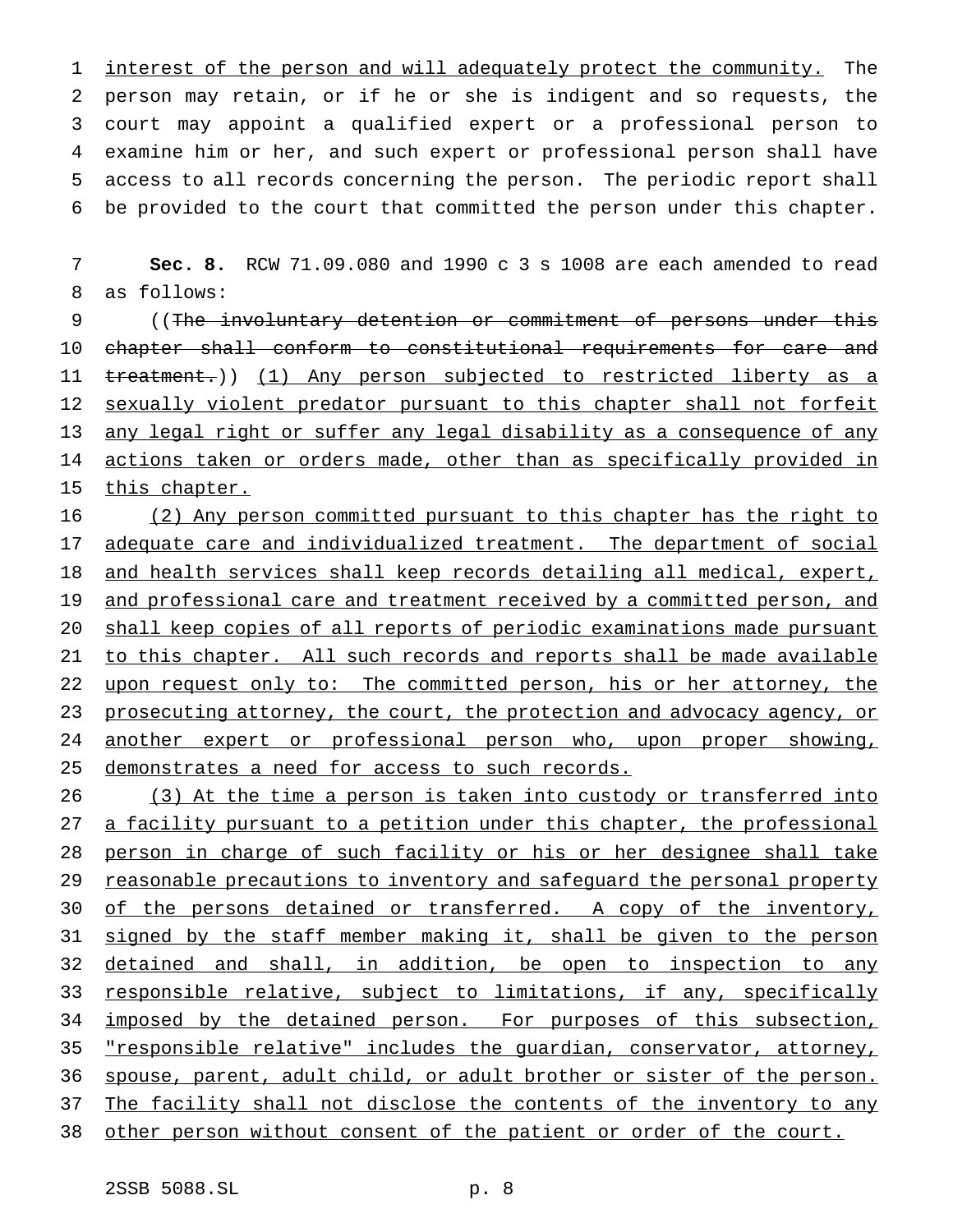interest of the person and will adequately protect the community. The person may retain, or if he or she is indigent and so requests, the court may appoint a qualified expert or a professional person to examine him or her, and such expert or professional person shall have access to all records concerning the person. The periodic report shall be provided to the court that committed the person under this chapter.

**Sec. 8.** RCW 71.09.080 and 1990 c 3 s 1008 are each amended to read as follows:

((~~The involuntary detention or commitment of persons under this chapter shall conform to constitutional requirements for care and treatment.~~)) (1) Any person subjected to restricted liberty as a sexually violent predator pursuant to this chapter shall not forfeit any legal right or suffer any legal disability as a consequence of any actions taken or orders made, other than as specifically provided in this chapter.

(2) Any person committed pursuant to this chapter has the right to adequate care and individualized treatment. The department of social and health services shall keep records detailing all medical, expert, and professional care and treatment received by a committed person, and shall keep copies of all reports of periodic examinations made pursuant to this chapter. All such records and reports shall be made available upon request only to: The committed person, his or her attorney, the prosecuting attorney, the court, the protection and advocacy agency, or another expert or professional person who, upon proper showing, demonstrates a need for access to such records.

(3) At the time a person is taken into custody or transferred into a facility pursuant to a petition under this chapter, the professional person in charge of such facility or his or her designee shall take reasonable precautions to inventory and safeguard the personal property of the persons detained or transferred. A copy of the inventory, signed by the staff member making it, shall be given to the person detained and shall, in addition, be open to inspection to any responsible relative, subject to limitations, if any, specifically imposed by the detained person. For purposes of this subsection, "responsible relative" includes the guardian, conservator, attorney, spouse, parent, adult child, or adult brother or sister of the person. The facility shall not disclose the contents of the inventory to any other person without consent of the patient or order of the court.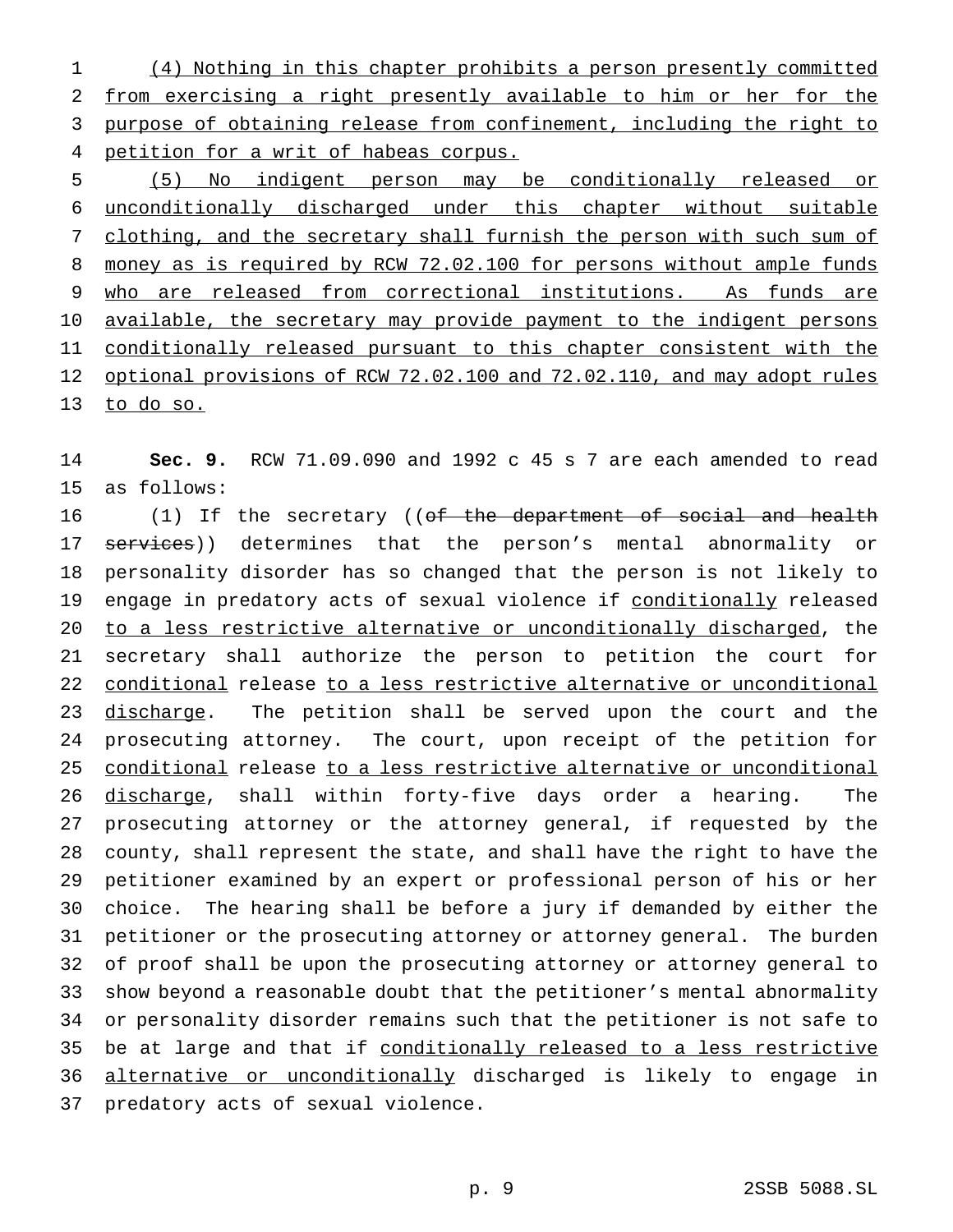(4) Nothing in this chapter prohibits a person presently committed from exercising a right presently available to him or her for the purpose of obtaining release from confinement, including the right to petition for a writ of habeas corpus.

(5) No indigent person may be conditionally released or unconditionally discharged under this chapter without suitable clothing, and the secretary shall furnish the person with such sum of money as is required by RCW 72.02.100 for persons without ample funds who are released from correctional institutions. As funds are available, the secretary may provide payment to the indigent persons conditionally released pursuant to this chapter consistent with the optional provisions of RCW 72.02.100 and 72.02.110, and may adopt rules to do so.

**Sec. 9.** RCW 71.09.090 and 1992 c 45 s 7 are each amended to read as follows:

(1) If the secretary ((~~of the department of social and health services~~)) determines that the person's mental abnormality or personality disorder has so changed that the person is not likely to engage in predatory acts of sexual violence if conditionally released to a less restrictive alternative or unconditionally discharged, the secretary shall authorize the person to petition the court for conditional release to a less restrictive alternative or unconditional discharge. The petition shall be served upon the court and the prosecuting attorney. The court, upon receipt of the petition for conditional release to a less restrictive alternative or unconditional discharge, shall within forty-five days order a hearing. The prosecuting attorney or the attorney general, if requested by the county, shall represent the state, and shall have the right to have the petitioner examined by an expert or professional person of his or her choice. The hearing shall be before a jury if demanded by either the petitioner or the prosecuting attorney or attorney general. The burden of proof shall be upon the prosecuting attorney or attorney general to show beyond a reasonable doubt that the petitioner's mental abnormality or personality disorder remains such that the petitioner is not safe to be at large and that if conditionally released to a less restrictive alternative or unconditionally discharged is likely to engage in predatory acts of sexual violence.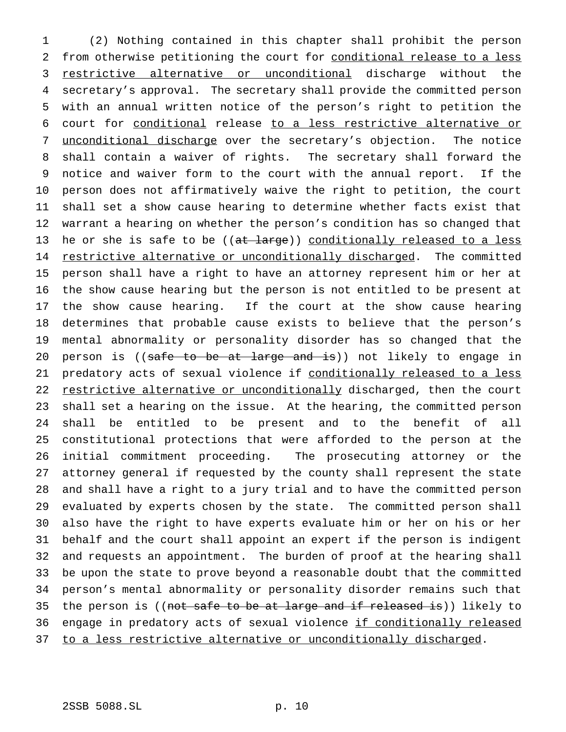(2) Nothing contained in this chapter shall prohibit the person from otherwise petitioning the court for <u>conditional release to a less restrictive alternative or unconditional</u> discharge without the secretary's approval. The secretary shall provide the committed person with an annual written notice of the person's right to petition the court for <u>conditional</u> release <u>to a less restrictive alternative or unconditional discharge</u> over the secretary's objection. The notice shall contain a waiver of rights. The secretary shall forward the notice and waiver form to the court with the annual report. If the person does not affirmatively waive the right to petition, the court shall set a show cause hearing to determine whether facts exist that warrant a hearing on whether the person's condition has so changed that he or she is safe to be ((~~at large~~)) <u>conditionally released to a less restrictive alternative or unconditionally discharged</u>. The committed person shall have a right to have an attorney represent him or her at the show cause hearing but the person is not entitled to be present at the show cause hearing. If the court at the show cause hearing determines that probable cause exists to believe that the person's mental abnormality or personality disorder has so changed that the person is ((~~safe to be at large and is~~)) not likely to engage in predatory acts of sexual violence if <u>conditionally released to a less restrictive alternative or unconditionally</u> discharged, then the court shall set a hearing on the issue. At the hearing, the committed person shall be entitled to be present and to the benefit of all constitutional protections that were afforded to the person at the initial commitment proceeding. The prosecuting attorney or the attorney general if requested by the county shall represent the state and shall have a right to a jury trial and to have the committed person evaluated by experts chosen by the state. The committed person shall also have the right to have experts evaluate him or her on his or her behalf and the court shall appoint an expert if the person is indigent and requests an appointment. The burden of proof at the hearing shall be upon the state to prove beyond a reasonable doubt that the committed person's mental abnormality or personality disorder remains such that the person is ((~~not safe to be at large and if released is~~)) likely to engage in predatory acts of sexual violence <u>if conditionally released to a less restrictive alternative or unconditionally discharged</u>.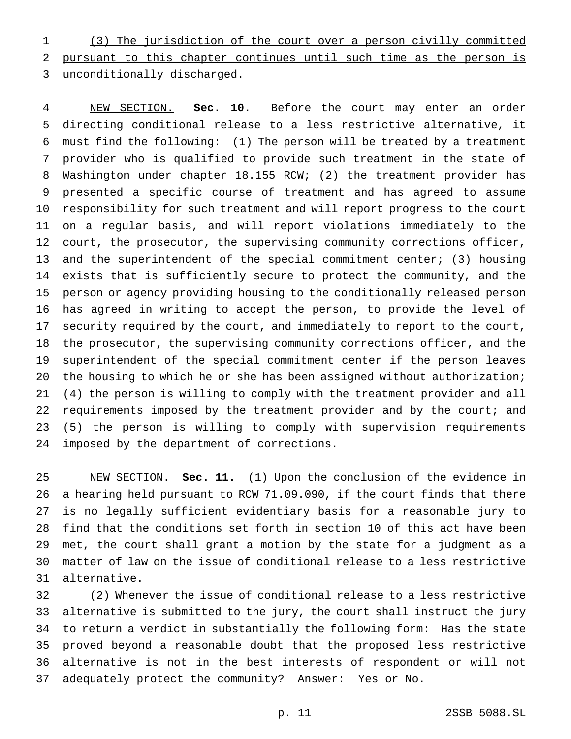(3) The jurisdiction of the court over a person civilly committed pursuant to this chapter continues until such time as the person is unconditionally discharged.

NEW SECTION. **Sec. 10.** Before the court may enter an order directing conditional release to a less restrictive alternative, it must find the following: (1) The person will be treated by a treatment provider who is qualified to provide such treatment in the state of Washington under chapter 18.155 RCW; (2) the treatment provider has presented a specific course of treatment and has agreed to assume responsibility for such treatment and will report progress to the court on a regular basis, and will report violations immediately to the court, the prosecutor, the supervising community corrections officer, and the superintendent of the special commitment center; (3) housing exists that is sufficiently secure to protect the community, and the person or agency providing housing to the conditionally released person has agreed in writing to accept the person, to provide the level of security required by the court, and immediately to report to the court, the prosecutor, the supervising community corrections officer, and the superintendent of the special commitment center if the person leaves the housing to which he or she has been assigned without authorization; (4) the person is willing to comply with the treatment provider and all requirements imposed by the treatment provider and by the court; and (5) the person is willing to comply with supervision requirements imposed by the department of corrections.

NEW SECTION. **Sec. 11.** (1) Upon the conclusion of the evidence in a hearing held pursuant to RCW 71.09.090, if the court finds that there is no legally sufficient evidentiary basis for a reasonable jury to find that the conditions set forth in section 10 of this act have been met, the court shall grant a motion by the state for a judgment as a matter of law on the issue of conditional release to a less restrictive alternative.

(2) Whenever the issue of conditional release to a less restrictive alternative is submitted to the jury, the court shall instruct the jury to return a verdict in substantially the following form: Has the state proved beyond a reasonable doubt that the proposed less restrictive alternative is not in the best interests of respondent or will not adequately protect the community? Answer: Yes or No.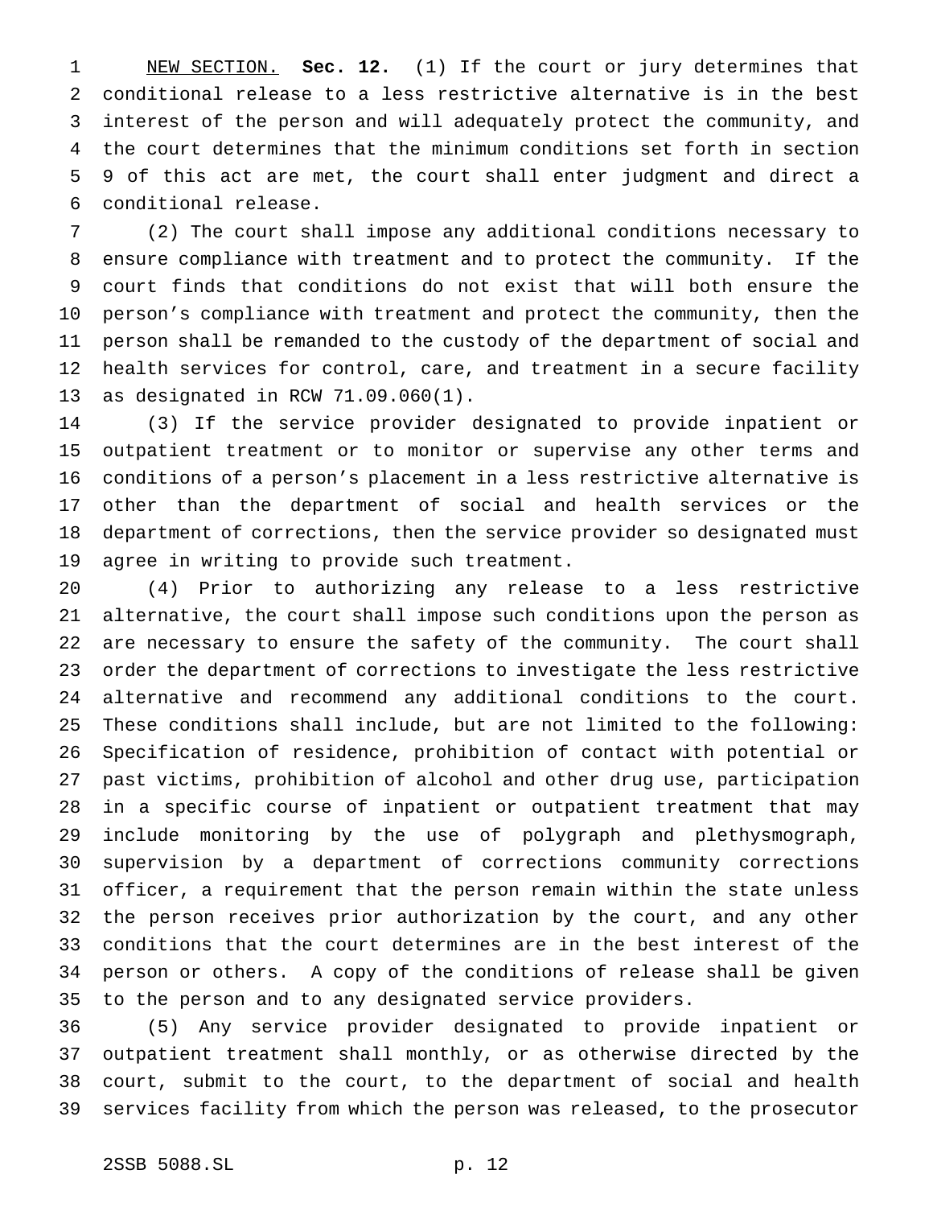NEW SECTION. **Sec. 12.** (1) If the court or jury determines that conditional release to a less restrictive alternative is in the best interest of the person and will adequately protect the community, and the court determines that the minimum conditions set forth in section 9 of this act are met, the court shall enter judgment and direct a conditional release.

(2) The court shall impose any additional conditions necessary to ensure compliance with treatment and to protect the community. If the court finds that conditions do not exist that will both ensure the person's compliance with treatment and protect the community, then the person shall be remanded to the custody of the department of social and health services for control, care, and treatment in a secure facility as designated in RCW 71.09.060(1).

(3) If the service provider designated to provide inpatient or outpatient treatment or to monitor or supervise any other terms and conditions of a person's placement in a less restrictive alternative is other than the department of social and health services or the department of corrections, then the service provider so designated must agree in writing to provide such treatment.

(4) Prior to authorizing any release to a less restrictive alternative, the court shall impose such conditions upon the person as are necessary to ensure the safety of the community. The court shall order the department of corrections to investigate the less restrictive alternative and recommend any additional conditions to the court. These conditions shall include, but are not limited to the following: Specification of residence, prohibition of contact with potential or past victims, prohibition of alcohol and other drug use, participation in a specific course of inpatient or outpatient treatment that may include monitoring by the use of polygraph and plethysmograph, supervision by a department of corrections community corrections officer, a requirement that the person remain within the state unless the person receives prior authorization by the court, and any other conditions that the court determines are in the best interest of the person or others. A copy of the conditions of release shall be given to the person and to any designated service providers.

(5) Any service provider designated to provide inpatient or outpatient treatment shall monthly, or as otherwise directed by the court, submit to the court, to the department of social and health services facility from which the person was released, to the prosecutor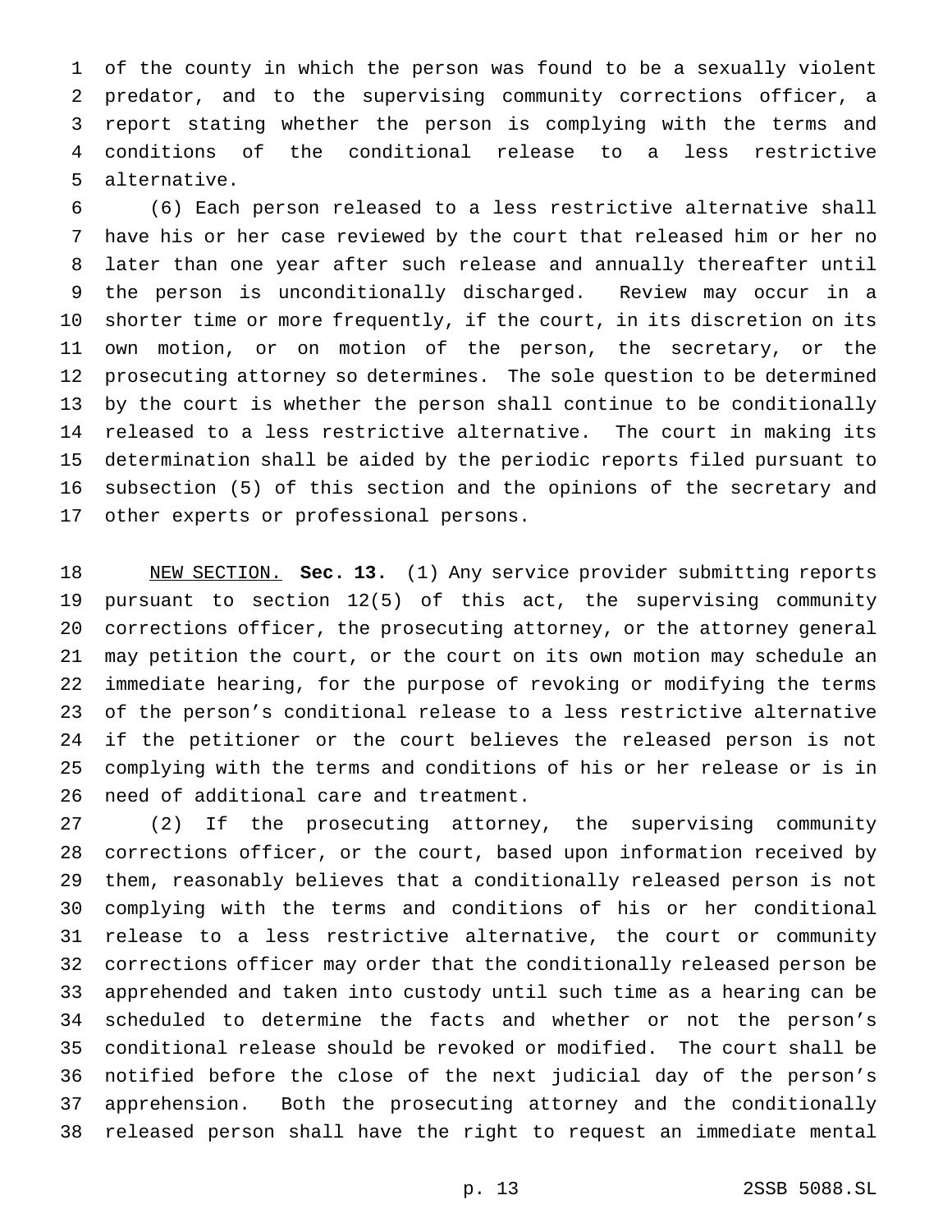of the county in which the person was found to be a sexually violent predator, and to the supervising community corrections officer, a report stating whether the person is complying with the terms and conditions of the conditional release to a less restrictive alternative.

(6) Each person released to a less restrictive alternative shall have his or her case reviewed by the court that released him or her no later than one year after such release and annually thereafter until the person is unconditionally discharged. Review may occur in a shorter time or more frequently, if the court, in its discretion on its own motion, or on motion of the person, the secretary, or the prosecuting attorney so determines. The sole question to be determined by the court is whether the person shall continue to be conditionally released to a less restrictive alternative. The court in making its determination shall be aided by the periodic reports filed pursuant to subsection (5) of this section and the opinions of the secretary and other experts or professional persons.

NEW SECTION. **Sec. 13.** (1) Any service provider submitting reports pursuant to section 12(5) of this act, the supervising community corrections officer, the prosecuting attorney, or the attorney general may petition the court, or the court on its own motion may schedule an immediate hearing, for the purpose of revoking or modifying the terms of the person's conditional release to a less restrictive alternative if the petitioner or the court believes the released person is not complying with the terms and conditions of his or her release or is in need of additional care and treatment.

(2) If the prosecuting attorney, the supervising community corrections officer, or the court, based upon information received by them, reasonably believes that a conditionally released person is not complying with the terms and conditions of his or her conditional release to a less restrictive alternative, the court or community corrections officer may order that the conditionally released person be apprehended and taken into custody until such time as a hearing can be scheduled to determine the facts and whether or not the person's conditional release should be revoked or modified. The court shall be notified before the close of the next judicial day of the person's apprehension. Both the prosecuting attorney and the conditionally released person shall have the right to request an immediate mental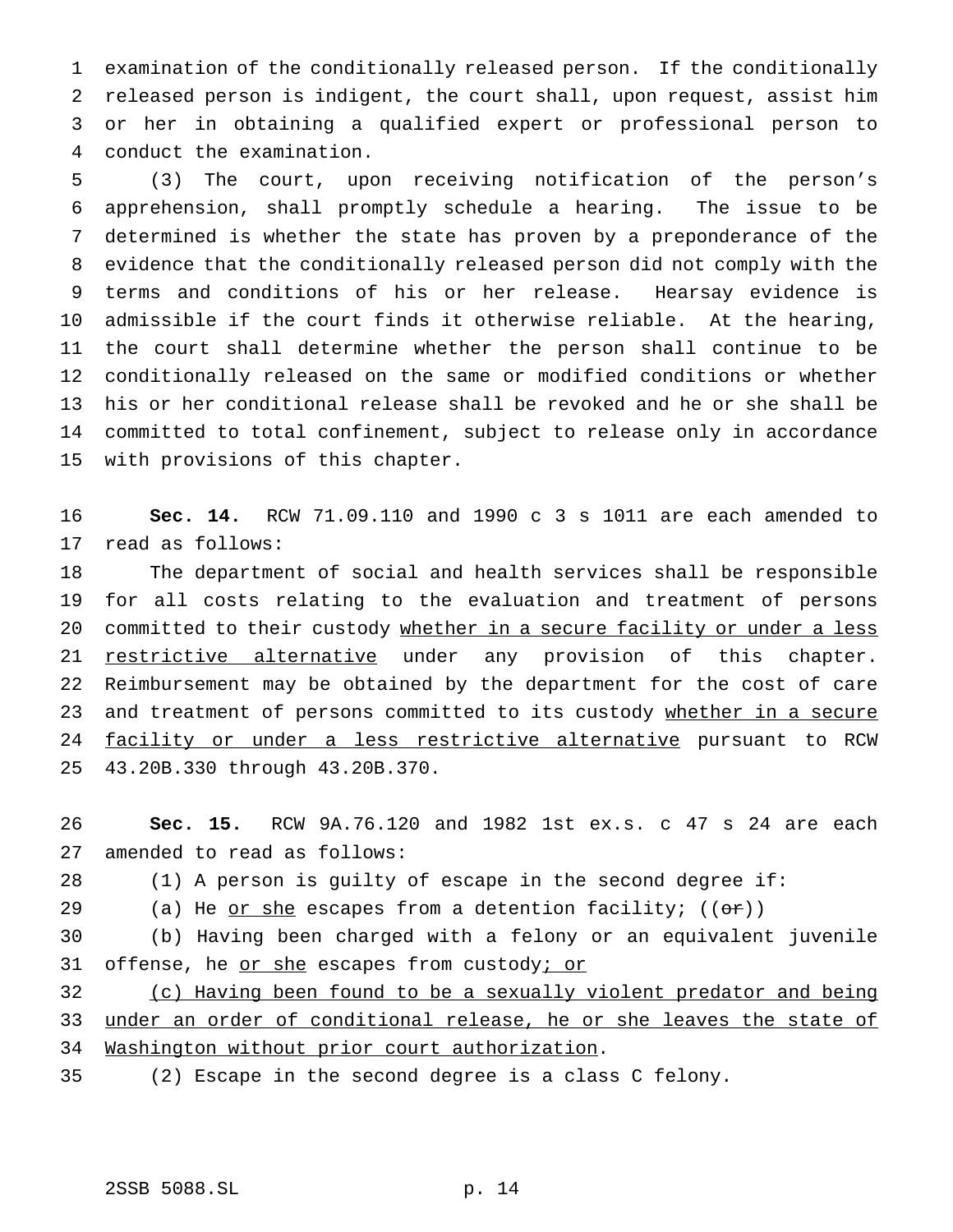examination of the conditionally released person. If the conditionally released person is indigent, the court shall, upon request, assist him or her in obtaining a qualified expert or professional person to conduct the examination.

(3) The court, upon receiving notification of the person's apprehension, shall promptly schedule a hearing. The issue to be determined is whether the state has proven by a preponderance of the evidence that the conditionally released person did not comply with the terms and conditions of his or her release. Hearsay evidence is admissible if the court finds it otherwise reliable. At the hearing, the court shall determine whether the person shall continue to be conditionally released on the same or modified conditions or whether his or her conditional release shall be revoked and he or she shall be committed to total confinement, subject to release only in accordance with provisions of this chapter.

**Sec. 14.** RCW 71.09.110 and 1990 c 3 s 1011 are each amended to read as follows:

The department of social and health services shall be responsible for all costs relating to the evaluation and treatment of persons committed to their custody whether in a secure facility or under a less restrictive alternative under any provision of this chapter. Reimbursement may be obtained by the department for the cost of care and treatment of persons committed to its custody whether in a secure facility or under a less restrictive alternative pursuant to RCW 43.20B.330 through 43.20B.370.

**Sec. 15.** RCW 9A.76.120 and 1982 1st ex.s. c 47 s 24 are each amended to read as follows:

(1) A person is guilty of escape in the second degree if:

(a) He or she escapes from a detention facility; ((~~or~~))

(b) Having been charged with a felony or an equivalent juvenile offense, he or she escapes from custody; or

(c) Having been found to be a sexually violent predator and being under an order of conditional release, he or she leaves the state of Washington without prior court authorization.

(2) Escape in the second degree is a class C felony.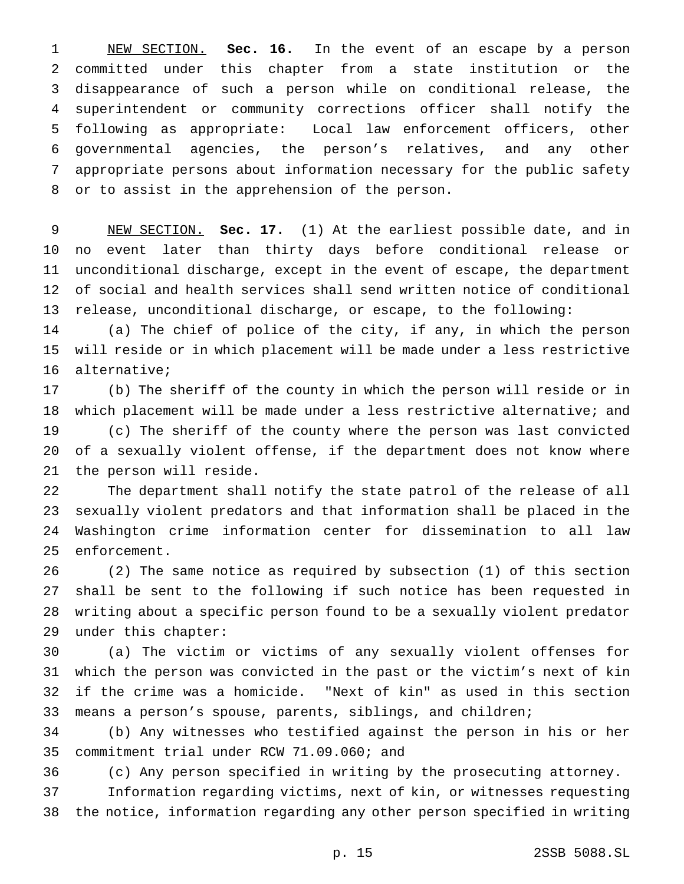NEW SECTION. **Sec. 16.** In the event of an escape by a person committed under this chapter from a state institution or the disappearance of such a person while on conditional release, the superintendent or community corrections officer shall notify the following as appropriate: Local law enforcement officers, other governmental agencies, the person's relatives, and any other appropriate persons about information necessary for the public safety or to assist in the apprehension of the person.

NEW SECTION. **Sec. 17.** (1) At the earliest possible date, and in no event later than thirty days before conditional release or unconditional discharge, except in the event of escape, the department of social and health services shall send written notice of conditional release, unconditional discharge, or escape, to the following:

(a) The chief of police of the city, if any, in which the person will reside or in which placement will be made under a less restrictive alternative;

(b) The sheriff of the county in which the person will reside or in which placement will be made under a less restrictive alternative; and

(c) The sheriff of the county where the person was last convicted of a sexually violent offense, if the department does not know where the person will reside.

The department shall notify the state patrol of the release of all sexually violent predators and that information shall be placed in the Washington crime information center for dissemination to all law enforcement.

(2) The same notice as required by subsection (1) of this section shall be sent to the following if such notice has been requested in writing about a specific person found to be a sexually violent predator under this chapter:

(a) The victim or victims of any sexually violent offenses for which the person was convicted in the past or the victim's next of kin if the crime was a homicide. "Next of kin" as used in this section means a person's spouse, parents, siblings, and children;

(b) Any witnesses who testified against the person in his or her commitment trial under RCW 71.09.060; and

(c) Any person specified in writing by the prosecuting attorney.

Information regarding victims, next of kin, or witnesses requesting the notice, information regarding any other person specified in writing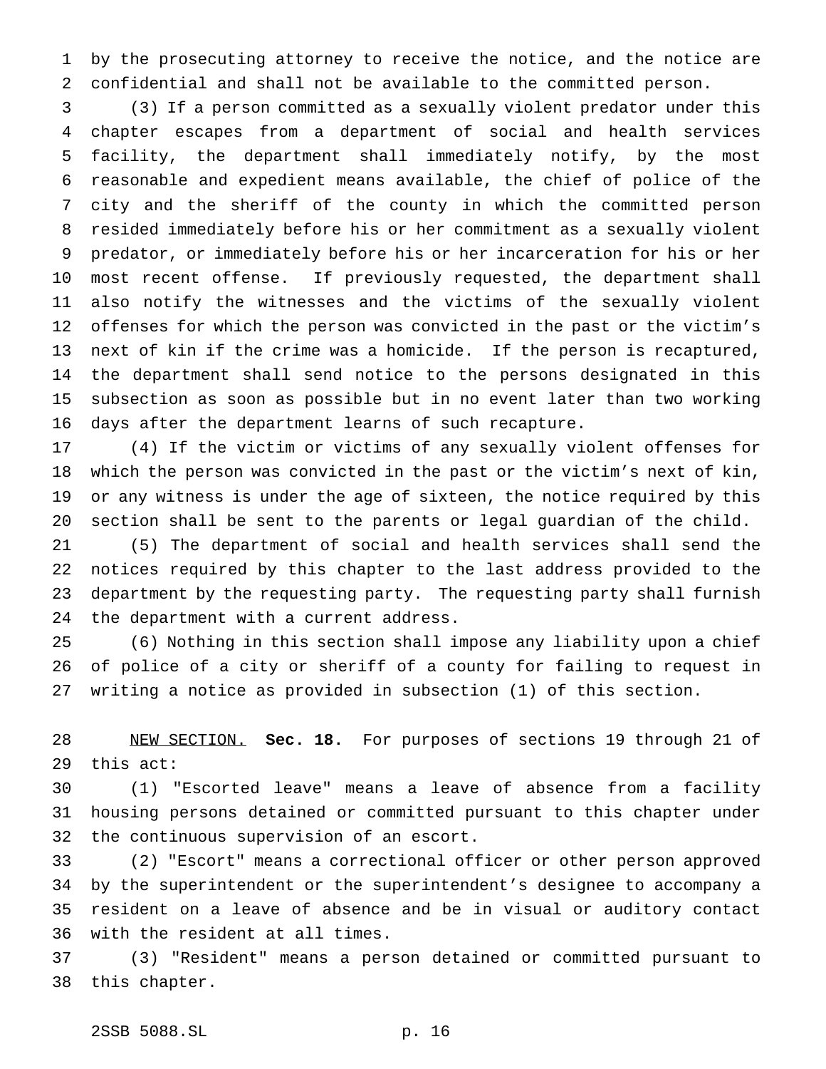by the prosecuting attorney to receive the notice, and the notice are confidential and shall not be available to the committed person.

(3) If a person committed as a sexually violent predator under this chapter escapes from a department of social and health services facility, the department shall immediately notify, by the most reasonable and expedient means available, the chief of police of the city and the sheriff of the county in which the committed person resided immediately before his or her commitment as a sexually violent predator, or immediately before his or her incarceration for his or her most recent offense. If previously requested, the department shall also notify the witnesses and the victims of the sexually violent offenses for which the person was convicted in the past or the victim's next of kin if the crime was a homicide. If the person is recaptured, the department shall send notice to the persons designated in this subsection as soon as possible but in no event later than two working days after the department learns of such recapture.

(4) If the victim or victims of any sexually violent offenses for which the person was convicted in the past or the victim's next of kin, or any witness is under the age of sixteen, the notice required by this section shall be sent to the parents or legal guardian of the child.

(5) The department of social and health services shall send the notices required by this chapter to the last address provided to the department by the requesting party. The requesting party shall furnish the department with a current address.

(6) Nothing in this section shall impose any liability upon a chief of police of a city or sheriff of a county for failing to request in writing a notice as provided in subsection (1) of this section.

NEW SECTION. **Sec. 18.** For purposes of sections 19 through 21 of this act:

(1) "Escorted leave" means a leave of absence from a facility housing persons detained or committed pursuant to this chapter under the continuous supervision of an escort.

(2) "Escort" means a correctional officer or other person approved by the superintendent or the superintendent's designee to accompany a resident on a leave of absence and be in visual or auditory contact with the resident at all times.

(3) "Resident" means a person detained or committed pursuant to this chapter.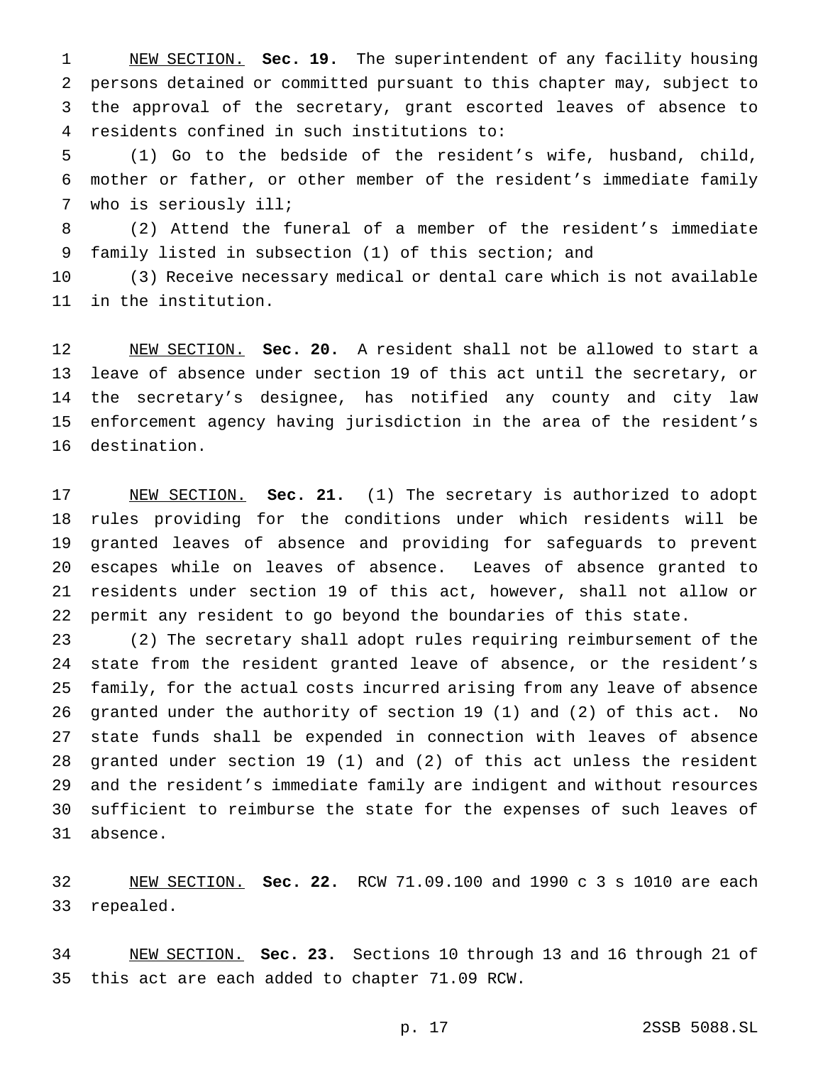NEW SECTION. **Sec. 19.** The superintendent of any facility housing persons detained or committed pursuant to this chapter may, subject to the approval of the secretary, grant escorted leaves of absence to residents confined in such institutions to:

(1) Go to the bedside of the resident's wife, husband, child, mother or father, or other member of the resident's immediate family who is seriously ill;

(2) Attend the funeral of a member of the resident's immediate family listed in subsection (1) of this section; and

(3) Receive necessary medical or dental care which is not available in the institution.

NEW SECTION. **Sec. 20.** A resident shall not be allowed to start a leave of absence under section 19 of this act until the secretary, or the secretary's designee, has notified any county and city law enforcement agency having jurisdiction in the area of the resident's destination.

NEW SECTION. **Sec. 21.** (1) The secretary is authorized to adopt rules providing for the conditions under which residents will be granted leaves of absence and providing for safeguards to prevent escapes while on leaves of absence. Leaves of absence granted to residents under section 19 of this act, however, shall not allow or permit any resident to go beyond the boundaries of this state.

(2) The secretary shall adopt rules requiring reimbursement of the state from the resident granted leave of absence, or the resident's family, for the actual costs incurred arising from any leave of absence granted under the authority of section 19 (1) and (2) of this act. No state funds shall be expended in connection with leaves of absence granted under section 19 (1) and (2) of this act unless the resident and the resident's immediate family are indigent and without resources sufficient to reimburse the state for the expenses of such leaves of absence.

NEW SECTION. **Sec. 22.** RCW 71.09.100 and 1990 c 3 s 1010 are each repealed.

NEW SECTION. **Sec. 23.** Sections 10 through 13 and 16 through 21 of this act are each added to chapter 71.09 RCW.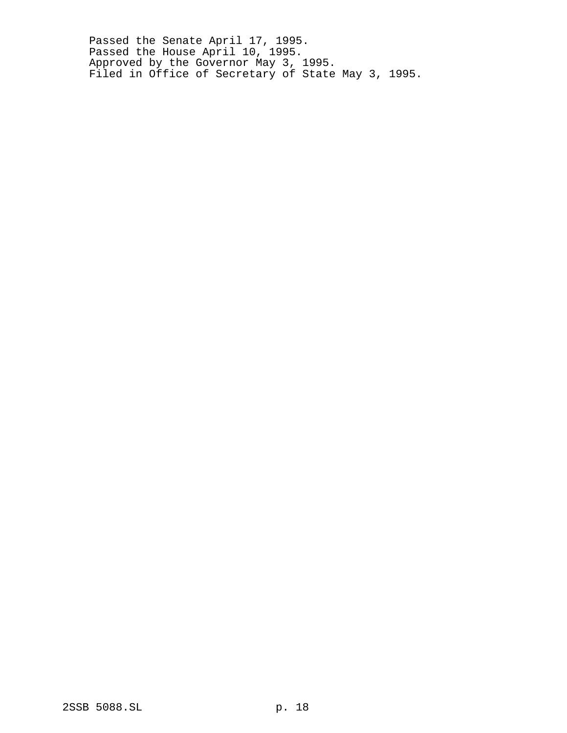Passed the Senate April 17, 1995.
Passed the House April 10, 1995.
Approved by the Governor May 3, 1995.
Filed in Office of Secretary of State May 3, 1995.